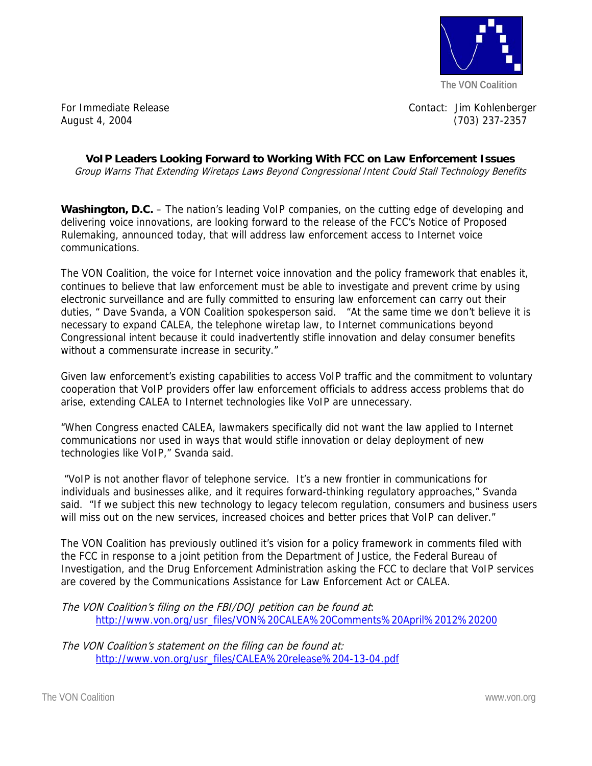The VON Coalition

For Immediate Release
August 4, 2004

Contact: Jim Kohlenberger
(703) 237-2357

**VoIP Leaders Looking Forward to Working With FCC on Law Enforcement Issues**

*Group Warns That Extending Wiretaps Laws Beyond Congressional Intent Could Stall Technology Benefits*

**Washington, D.C.** – The nation's leading VoIP companies, on the cutting edge of developing and delivering voice innovations, are looking forward to the release of the FCC's Notice of Proposed Rulemaking, announced today, that will address law enforcement access to Internet voice communications.

The VON Coalition, the voice for Internet voice innovation and the policy framework that enables it, continues to believe that law enforcement must be able to investigate and prevent crime by using electronic surveillance and are fully committed to ensuring law enforcement can carry out their duties, " Dave Svanda, a VON Coalition spokesperson said. "At the same time we don't believe it is necessary to expand CALEA, the telephone wiretap law, to Internet communications beyond Congressional intent because it could inadvertently stifle innovation and delay consumer benefits without a commensurate increase in security."

Given law enforcement's existing capabilities to access VoIP traffic and the commitment to voluntary cooperation that VoIP providers offer law enforcement officials to address access problems that do arise, extending CALEA to Internet technologies like VoIP are unnecessary.

"When Congress enacted CALEA, lawmakers specifically did not want the law applied to Internet communications nor used in ways that would stifle innovation or delay deployment of new technologies like VoIP," Svanda said.

"VoIP is not another flavor of telephone service. It's a new frontier in communications for individuals and businesses alike, and it requires forward-thinking regulatory approaches," Svanda said. "If we subject this new technology to legacy telecom regulation, consumers and business users will miss out on the new services, increased choices and better prices that VoIP can deliver."

The VON Coalition has previously outlined it's vision for a policy framework in comments filed with the FCC in response to a joint petition from the Department of Justice, the Federal Bureau of Investigation, and the Drug Enforcement Administration asking the FCC to declare that VoIP services are covered by the Communications Assistance for Law Enforcement Act or CALEA.

*The VON Coalition's filing on the FBI/DOJ petition can be found at*:
http://www.von.org/usr_files/VON%20CALEA%20Comments%20April%2012%20200

*The VON Coalition's statement on the filing can be found at:*
http://www.von.org/usr_files/CALEA%20release%204-13-04.pdf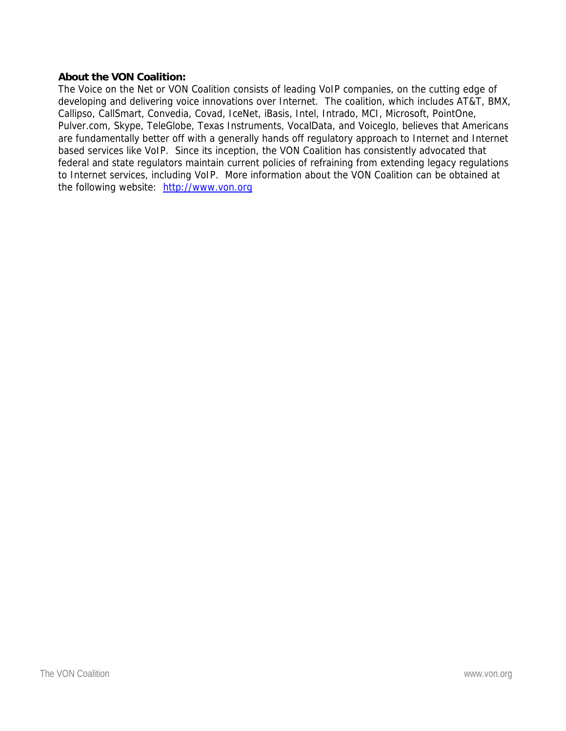**About the VON Coalition:**

The Voice on the Net or VON Coalition consists of leading VoIP companies, on the cutting edge of developing and delivering voice innovations over Internet. The coalition, which includes AT&T, BMX, Callipso, CallSmart, Convedia, Covad, IceNet, iBasis, Intel, Intrado, MCI, Microsoft, PointOne, Pulver.com, Skype, TeleGlobe, Texas Instruments, VocalData, and Voiceglo, believes that Americans are fundamentally better off with a generally hands off regulatory approach to Internet and Internet based services like VoIP. Since its inception, the VON Coalition has consistently advocated that federal and state regulators maintain current policies of refraining from extending legacy regulations to Internet services, including VoIP. More information about the VON Coalition can be obtained at the following website: [http://www.von.org](http://www.von.org)